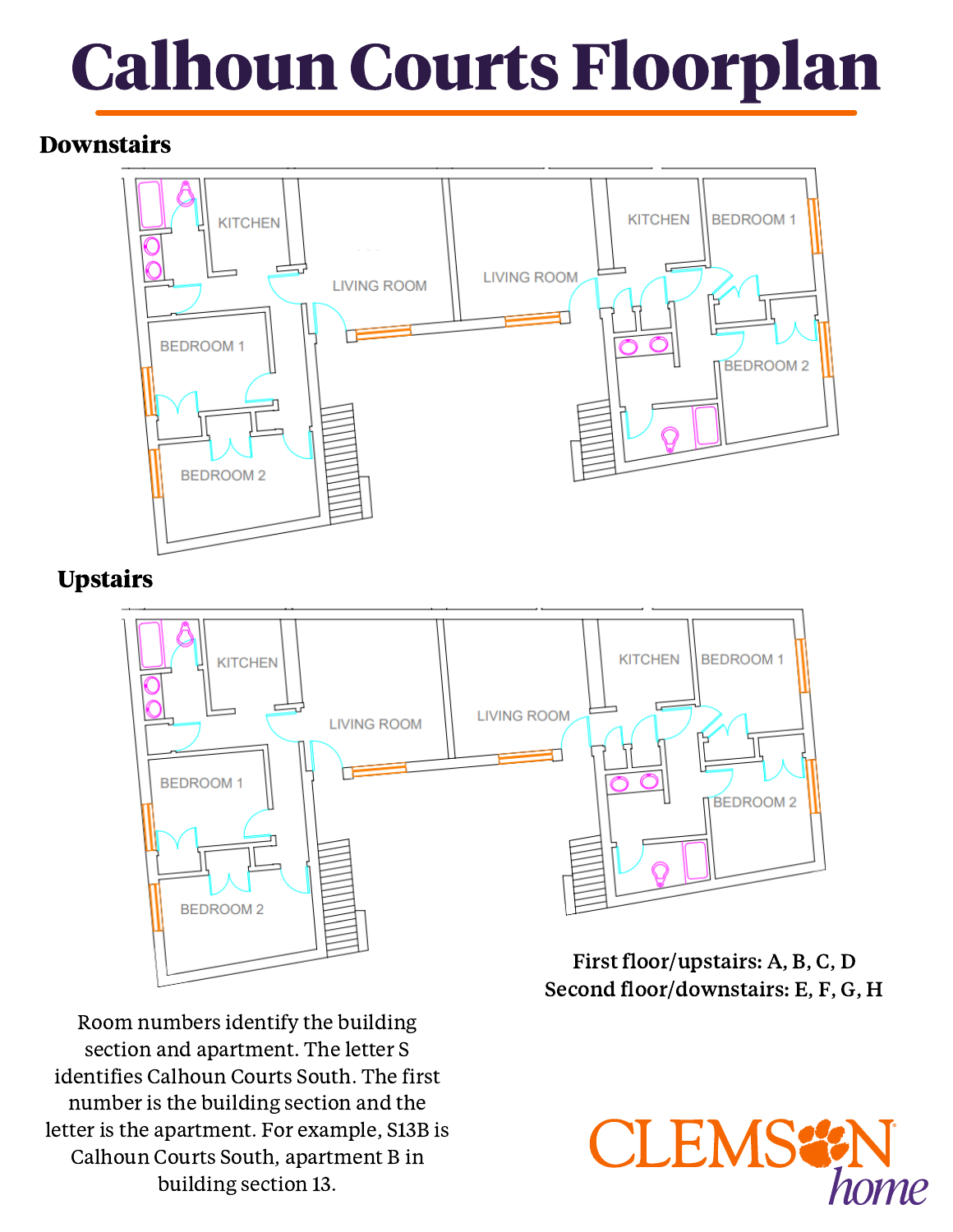# Calhoun Courts Floorplan

## Downstairs

KITCHEN

LIVING ROOM

LIVING ROOM

KITCHEN

BEDROOM 1

BEDROOM 1

BEDROOM 2

BEDROOM 2

## Upstairs

KITCHEN

LIVING ROOM

LIVING ROOM

KITCHEN

BEDROOM 1

BEDROOM 1

BEDROOM 2

BEDROOM 2

Room numbers identify the building section and apartment. The letter S identifies Calhoun Courts South. The first number is the building section and the letter is the apartment. For example, S13B is Calhoun Courts South, apartment B in building section 13.

First floor/upstairs: A, B, C, D
Second floor/downstairs: E, F, G, H

CLEMSON *home*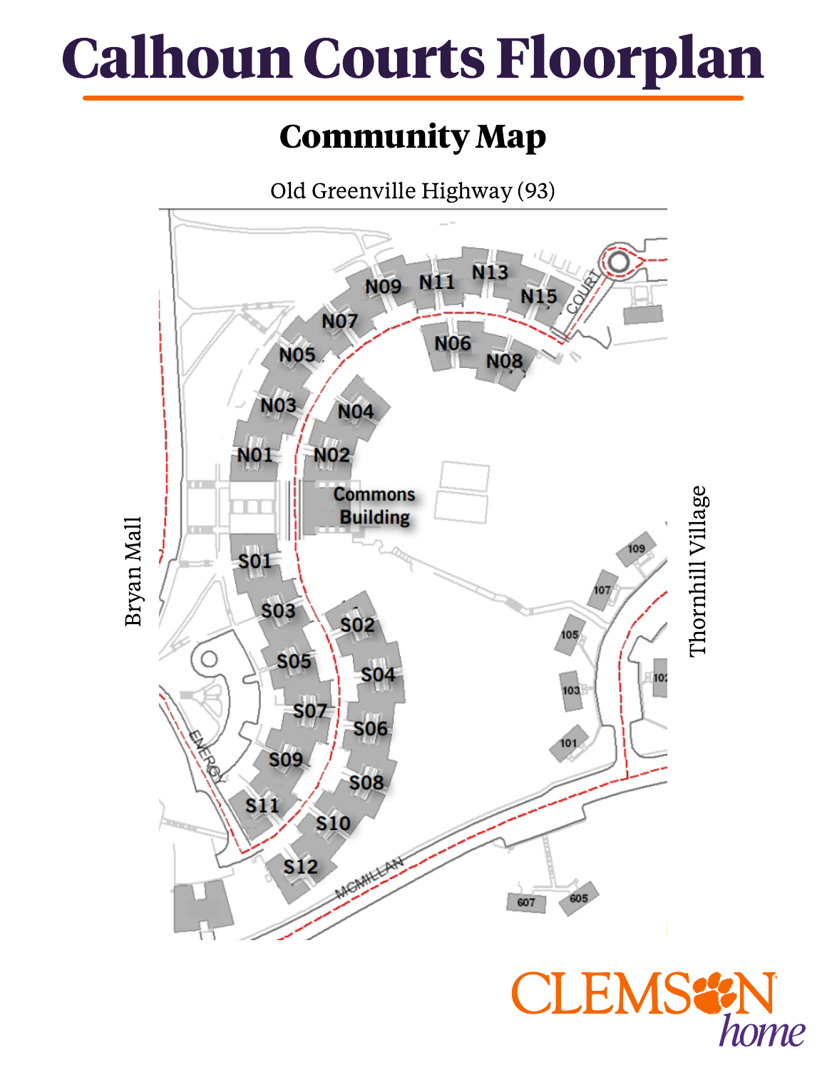# Calhoun Courts Floorplan

## Community Map

Old Greenville Highway (93)

Bryan Mall

Thornhill Village

N01
N02
N03
N04
N05
N06
N07
N08
N09
N11
N13
N15

COURT

Commons Building

S01
S02
S03
S04
S05
S06
S07
S08
S09
S10
S11
S12

ENERGY

MCMILLAN

101
102
103
105
107
109
605
607

CLEMSON home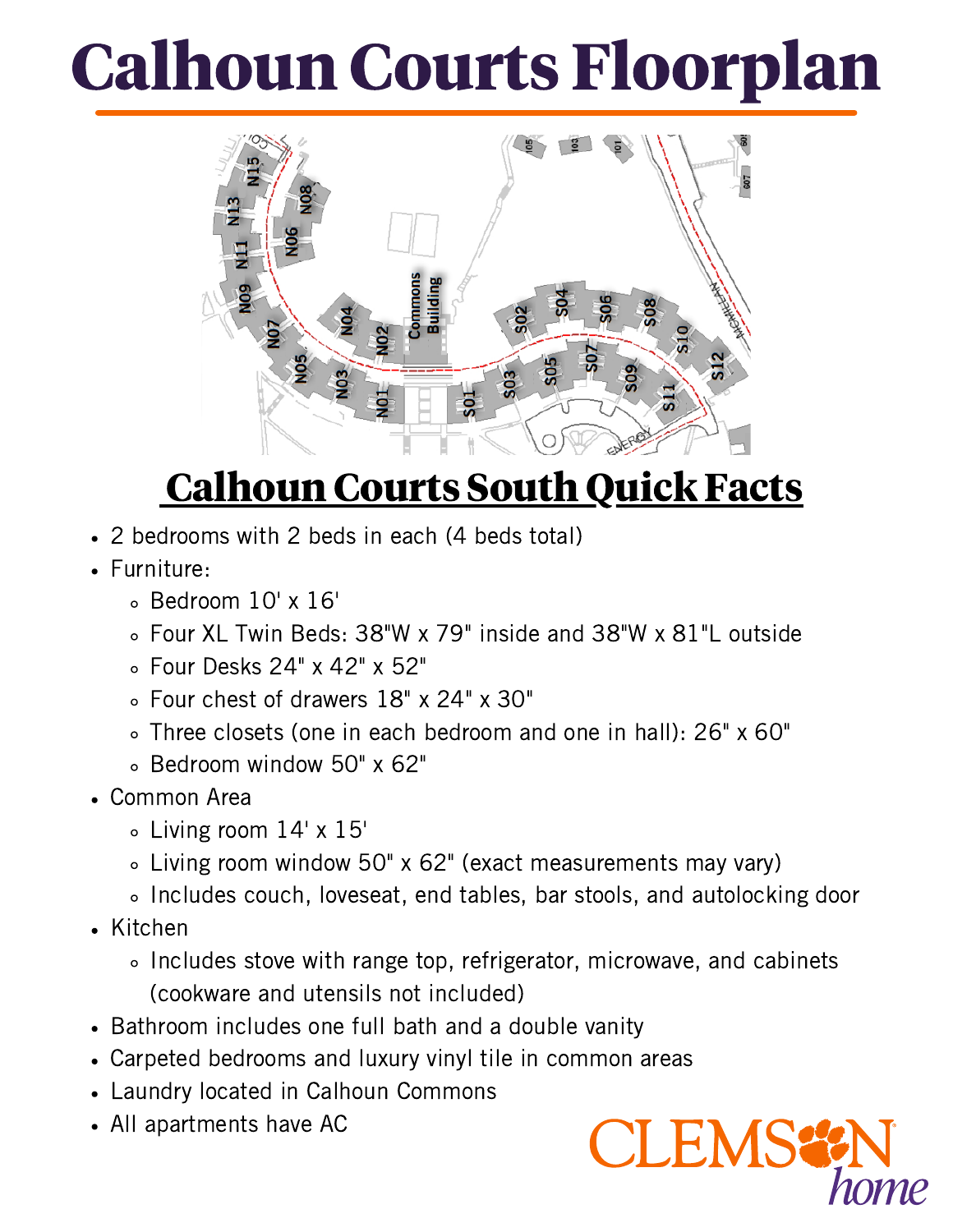# Calhoun Courts Floorplan

## Calhoun Courts South Quick Facts

- 2 bedrooms with 2 beds in each (4 beds total)
- Furniture:
  - Bedroom 10' x 16'
  - Four XL Twin Beds: 38"W x 79" inside and 38"W x 81"L outside
  - Four Desks 24" x 42" x 52"
  - Four chest of drawers 18" x 24" x 30"
  - Three closets (one in each bedroom and one in hall): 26" x 60"
  - Bedroom window 50" x 62"
- Common Area
  - Living room 14' x 15'
  - Living room window 50" x 62" (exact measurements may vary)
  - Includes couch, loveseat, end tables, bar stools, and autolocking door
- Kitchen
  - Includes stove with range top, refrigerator, microwave, and cabinets (cookware and utensils not included)
- Bathroom includes one full bath and a double vanity
- Carpeted bedrooms and luxury vinyl tile in common areas
- Laundry located in Calhoun Commons
- All apartments have AC

CLEMSON home